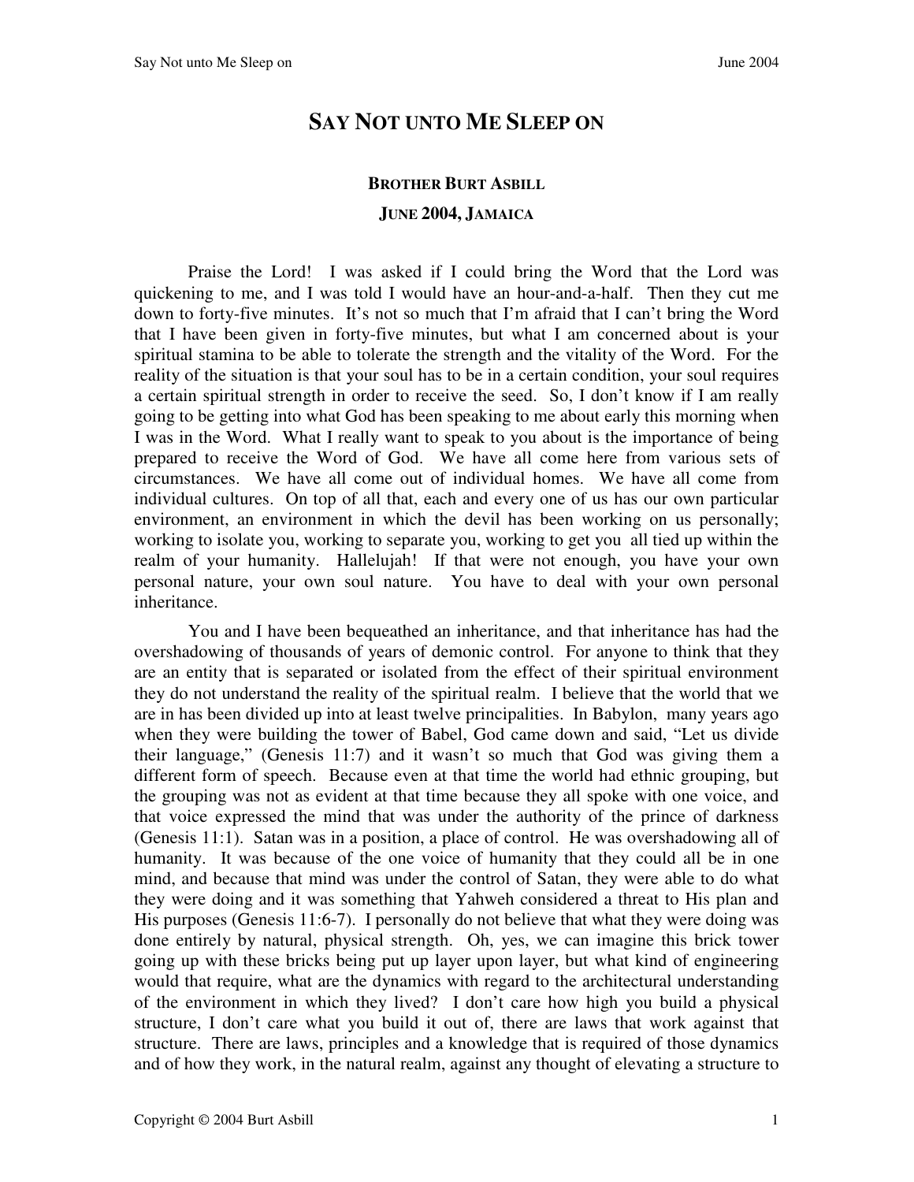# SAY NOT UNTO ME SLEEP ON

**BROTHER BURT ASBILL**

**JUNE 2004, JAMAICA**

Praise the Lord! I was asked if I could bring the Word that the Lord was quickening to me, and I was told I would have an hour-and-a-half. Then they cut me down to forty-five minutes. It's not so much that I'm afraid that I can't bring the Word that I have been given in forty-five minutes, but what I am concerned about is your spiritual stamina to be able to tolerate the strength and the vitality of the Word. For the reality of the situation is that your soul has to be in a certain condition, your soul requires a certain spiritual strength in order to receive the seed. So, I don't know if I am really going to be getting into what God has been speaking to me about early this morning when I was in the Word. What I really want to speak to you about is the importance of being prepared to receive the Word of God. We have all come here from various sets of circumstances. We have all come out of individual homes. We have all come from individual cultures. On top of all that, each and every one of us has our own particular environment, an environment in which the devil has been working on us personally; working to isolate you, working to separate you, working to get you all tied up within the realm of your humanity. Hallelujah! If that were not enough, you have your own personal nature, your own soul nature. You have to deal with your own personal inheritance.

You and I have been bequeathed an inheritance, and that inheritance has had the overshadowing of thousands of years of demonic control. For anyone to think that they are an entity that is separated or isolated from the effect of their spiritual environment they do not understand the reality of the spiritual realm. I believe that the world that we are in has been divided up into at least twelve principalities. In Babylon, many years ago when they were building the tower of Babel, God came down and said, "Let us divide their language," (Genesis 11:7) and it wasn't so much that God was giving them a different form of speech. Because even at that time the world had ethnic grouping, but the grouping was not as evident at that time because they all spoke with one voice, and that voice expressed the mind that was under the authority of the prince of darkness (Genesis 11:1). Satan was in a position, a place of control. He was overshadowing all of humanity. It was because of the one voice of humanity that they could all be in one mind, and because that mind was under the control of Satan, they were able to do what they were doing and it was something that Yahweh considered a threat to His plan and His purposes (Genesis 11:6-7). I personally do not believe that what they were doing was done entirely by natural, physical strength. Oh, yes, we can imagine this brick tower going up with these bricks being put up layer upon layer, but what kind of engineering would that require, what are the dynamics with regard to the architectural understanding of the environment in which they lived? I don't care how high you build a physical structure, I don't care what you build it out of, there are laws that work against that structure. There are laws, principles and a knowledge that is required of those dynamics and of how they work, in the natural realm, against any thought of elevating a structure to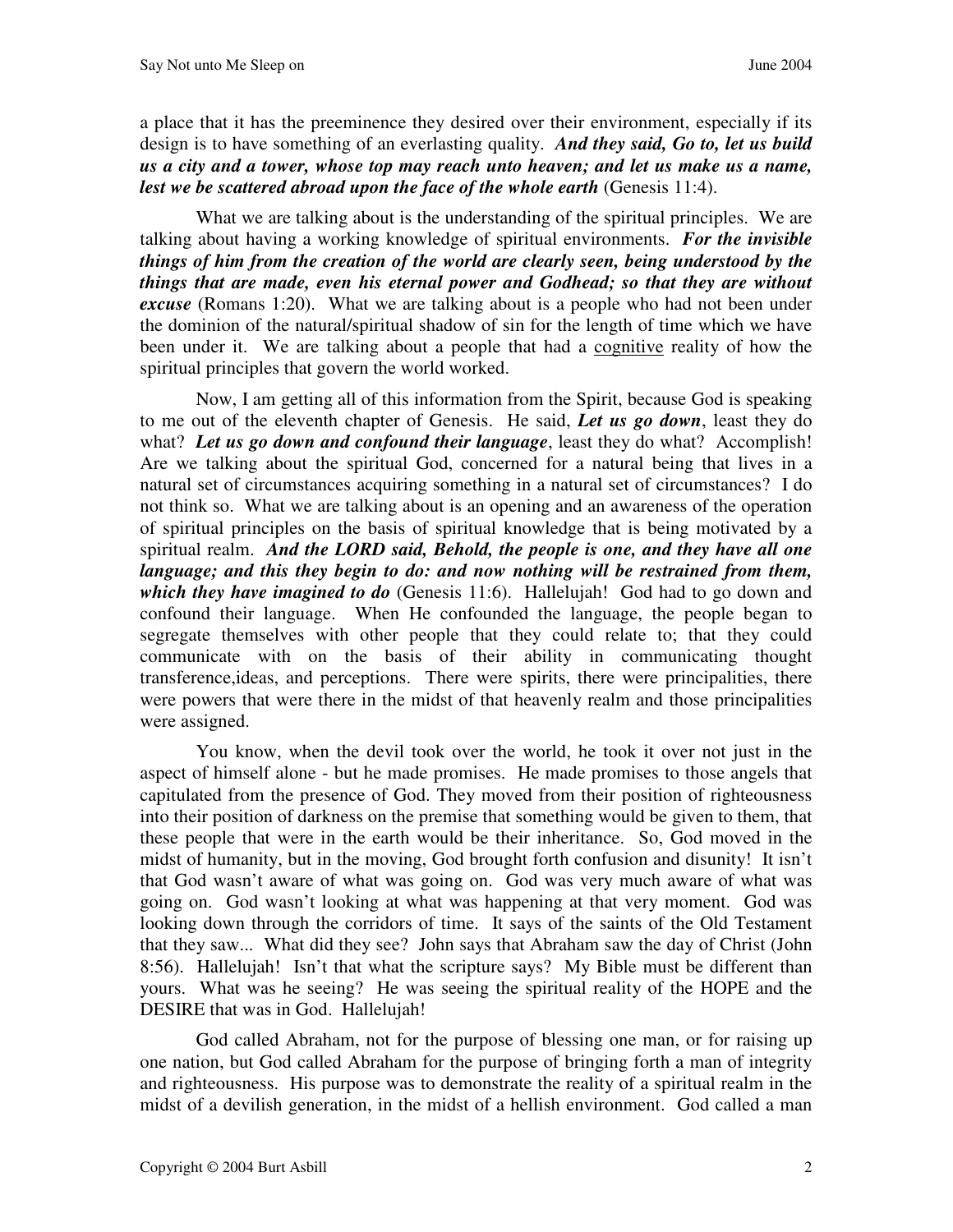a place that it has the preeminence they desired over their environment, especially if its design is to have something of an everlasting quality. ***And they said, Go to, let us build us a city and a tower, whose top may reach unto heaven; and let us make us a name, lest we be scattered abroad upon the face of the whole earth*** (Genesis 11:4).

What we are talking about is the understanding of the spiritual principles. We are talking about having a working knowledge of spiritual environments. ***For the invisible things of him from the creation of the world are clearly seen, being understood by the things that are made, even his eternal power and Godhead; so that they are without excuse*** (Romans 1:20). What we are talking about is a people who had not been under the dominion of the natural/spiritual shadow of sin for the length of time which we have been under it. We are talking about a people that had a <u>cognitive</u> reality of how the spiritual principles that govern the world worked.

Now, I am getting all of this information from the Spirit, because God is speaking to me out of the eleventh chapter of Genesis. He said, ***Let us go down***, least they do what? ***Let us go down and confound their language***, least they do what? Accomplish! Are we talking about the spiritual God, concerned for a natural being that lives in a natural set of circumstances acquiring something in a natural set of circumstances? I do not think so. What we are talking about is an opening and an awareness of the operation of spiritual principles on the basis of spiritual knowledge that is being motivated by a spiritual realm. ***And the LORD said, Behold, the people is one, and they have all one language; and this they begin to do: and now nothing will be restrained from them, which they have imagined to do*** (Genesis 11:6). Hallelujah! God had to go down and confound their language. When He confounded the language, the people began to segregate themselves with other people that they could relate to; that they could communicate with on the basis of their ability in communicating thought transference,ideas, and perceptions. There were spirits, there were principalities, there were powers that were there in the midst of that heavenly realm and those principalities were assigned.

You know, when the devil took over the world, he took it over not just in the aspect of himself alone - but he made promises. He made promises to those angels that capitulated from the presence of God. They moved from their position of righteousness into their position of darkness on the premise that something would be given to them, that these people that were in the earth would be their inheritance. So, God moved in the midst of humanity, but in the moving, God brought forth confusion and disunity! It isn't that God wasn't aware of what was going on. God was very much aware of what was going on. God wasn't looking at what was happening at that very moment. God was looking down through the corridors of time. It says of the saints of the Old Testament that they saw... What did they see? John says that Abraham saw the day of Christ (John 8:56). Hallelujah! Isn't that what the scripture says? My Bible must be different than yours. What was he seeing? He was seeing the spiritual reality of the HOPE and the DESIRE that was in God. Hallelujah!

God called Abraham, not for the purpose of blessing one man, or for raising up one nation, but God called Abraham for the purpose of bringing forth a man of integrity and righteousness. His purpose was to demonstrate the reality of a spiritual realm in the midst of a devilish generation, in the midst of a hellish environment. God called a man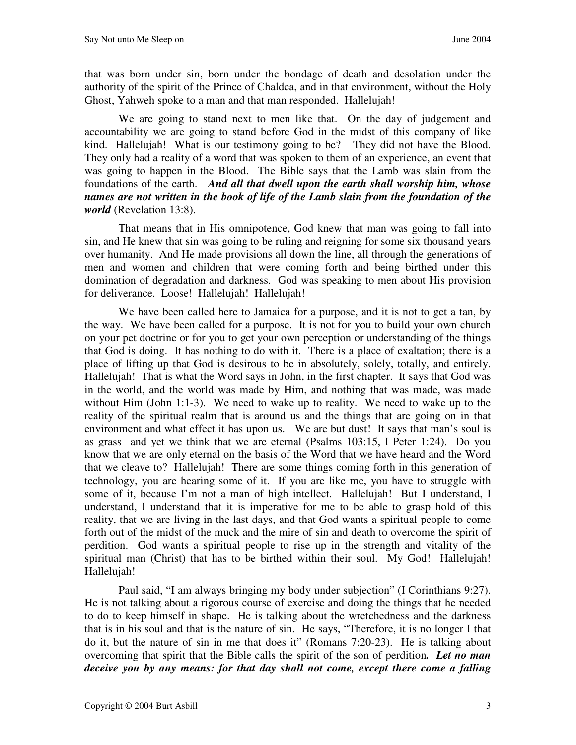that was born under sin, born under the bondage of death and desolation under the authority of the spirit of the Prince of Chaldea, and in that environment, without the Holy Ghost, Yahweh spoke to a man and that man responded. Hallelujah!

We are going to stand next to men like that. On the day of judgement and accountability we are going to stand before God in the midst of this company of like kind. Hallelujah! What is our testimony going to be? They did not have the Blood. They only had a reality of a word that was spoken to them of an experience, an event that was going to happen in the Blood. The Bible says that the Lamb was slain from the foundations of the earth. ***And all that dwell upon the earth shall worship him, whose names are not written in the book of life of the Lamb slain from the foundation of the world*** (Revelation 13:8).

That means that in His omnipotence, God knew that man was going to fall into sin, and He knew that sin was going to be ruling and reigning for some six thousand years over humanity. And He made provisions all down the line, all through the generations of men and women and children that were coming forth and being birthed under this domination of degradation and darkness. God was speaking to men about His provision for deliverance. Loose! Hallelujah! Hallelujah!

We have been called here to Jamaica for a purpose, and it is not to get a tan, by the way. We have been called for a purpose. It is not for you to build your own church on your pet doctrine or for you to get your own perception or understanding of the things that God is doing. It has nothing to do with it. There is a place of exaltation; there is a place of lifting up that God is desirous to be in absolutely, solely, totally, and entirely. Hallelujah! That is what the Word says in John, in the first chapter. It says that God was in the world, and the world was made by Him, and nothing that was made, was made without Him (John 1:1-3). We need to wake up to reality. We need to wake up to the reality of the spiritual realm that is around us and the things that are going on in that environment and what effect it has upon us. We are but dust! It says that man's soul is as grass and yet we think that we are eternal (Psalms 103:15, I Peter 1:24). Do you know that we are only eternal on the basis of the Word that we have heard and the Word that we cleave to? Hallelujah! There are some things coming forth in this generation of technology, you are hearing some of it. If you are like me, you have to struggle with some of it, because I'm not a man of high intellect. Hallelujah! But I understand, I understand, I understand that it is imperative for me to be able to grasp hold of this reality, that we are living in the last days, and that God wants a spiritual people to come forth out of the midst of the muck and the mire of sin and death to overcome the spirit of perdition. God wants a spiritual people to rise up in the strength and vitality of the spiritual man (Christ) that has to be birthed within their soul. My God! Hallelujah! Hallelujah!

Paul said, "I am always bringing my body under subjection" (I Corinthians 9:27). He is not talking about a rigorous course of exercise and doing the things that he needed to do to keep himself in shape. He is talking about the wretchedness and the darkness that is in his soul and that is the nature of sin. He says, "Therefore, it is no longer I that do it, but the nature of sin in me that does it" (Romans 7:20-23). He is talking about overcoming that spirit that the Bible calls the spirit of the son of perdition***. Let no man deceive you by any means: for that day shall not come, except there come a falling***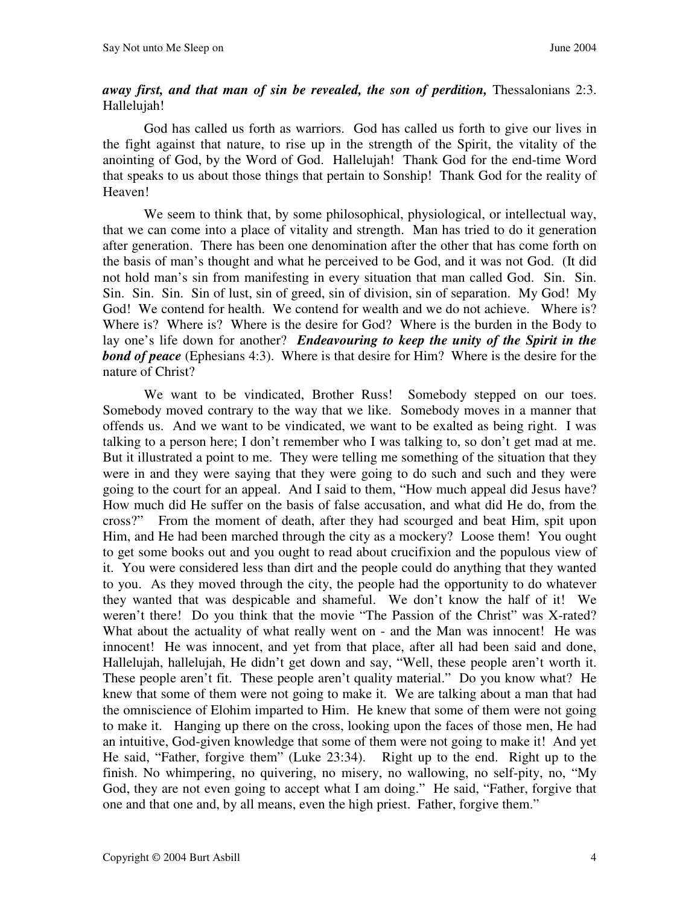***away first, and that man of sin be revealed, the son of perdition,*** Thessalonians 2:3. Hallelujah!

God has called us forth as warriors. God has called us forth to give our lives in the fight against that nature, to rise up in the strength of the Spirit, the vitality of the anointing of God, by the Word of God. Hallelujah! Thank God for the end-time Word that speaks to us about those things that pertain to Sonship! Thank God for the reality of Heaven!

We seem to think that, by some philosophical, physiological, or intellectual way, that we can come into a place of vitality and strength. Man has tried to do it generation after generation. There has been one denomination after the other that has come forth on the basis of man's thought and what he perceived to be God, and it was not God. (It did not hold man's sin from manifesting in every situation that man called God. Sin. Sin. Sin. Sin. Sin. Sin of lust, sin of greed, sin of division, sin of separation. My God! My God! We contend for health. We contend for wealth and we do not achieve. Where is? Where is? Where is? Where is the desire for God? Where is the burden in the Body to lay one's life down for another? ***Endeavouring to keep the unity of the Spirit in the bond of peace*** (Ephesians 4:3). Where is that desire for Him? Where is the desire for the nature of Christ?

We want to be vindicated, Brother Russ! Somebody stepped on our toes. Somebody moved contrary to the way that we like. Somebody moves in a manner that offends us. And we want to be vindicated, we want to be exalted as being right. I was talking to a person here; I don't remember who I was talking to, so don't get mad at me. But it illustrated a point to me. They were telling me something of the situation that they were in and they were saying that they were going to do such and such and they were going to the court for an appeal. And I said to them, "How much appeal did Jesus have? How much did He suffer on the basis of false accusation, and what did He do, from the cross?" From the moment of death, after they had scourged and beat Him, spit upon Him, and He had been marched through the city as a mockery? Loose them! You ought to get some books out and you ought to read about crucifixion and the populous view of it. You were considered less than dirt and the people could do anything that they wanted to you. As they moved through the city, the people had the opportunity to do whatever they wanted that was despicable and shameful. We don't know the half of it! We weren't there! Do you think that the movie "The Passion of the Christ" was X-rated? What about the actuality of what really went on - and the Man was innocent! He was innocent! He was innocent, and yet from that place, after all had been said and done, Hallelujah, hallelujah, He didn't get down and say, "Well, these people aren't worth it. These people aren't fit. These people aren't quality material." Do you know what? He knew that some of them were not going to make it. We are talking about a man that had the omniscience of Elohim imparted to Him. He knew that some of them were not going to make it. Hanging up there on the cross, looking upon the faces of those men, He had an intuitive, God-given knowledge that some of them were not going to make it! And yet He said, "Father, forgive them" (Luke 23:34). Right up to the end. Right up to the finish. No whimpering, no quivering, no misery, no wallowing, no self-pity, no, "My God, they are not even going to accept what I am doing." He said, "Father, forgive that one and that one and, by all means, even the high priest. Father, forgive them."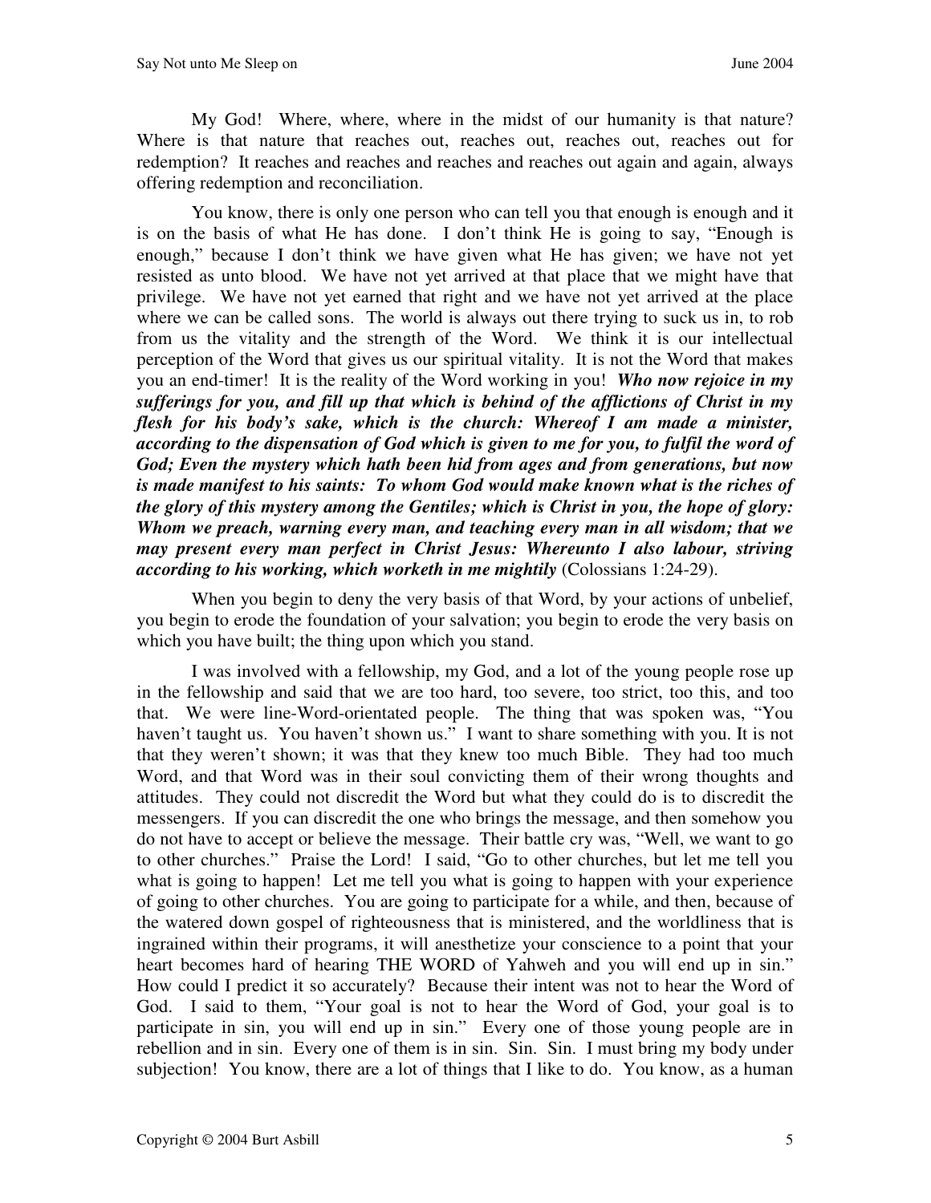My God! Where, where, where in the midst of our humanity is that nature? Where is that nature that reaches out, reaches out, reaches out, reaches out for redemption? It reaches and reaches and reaches and reaches out again and again, always offering redemption and reconciliation.

You know, there is only one person who can tell you that enough is enough and it is on the basis of what He has done. I don't think He is going to say, "Enough is enough," because I don't think we have given what He has given; we have not yet resisted as unto blood. We have not yet arrived at that place that we might have that privilege. We have not yet earned that right and we have not yet arrived at the place where we can be called sons. The world is always out there trying to suck us in, to rob from us the vitality and the strength of the Word. We think it is our intellectual perception of the Word that gives us our spiritual vitality. It is not the Word that makes you an end-timer! It is the reality of the Word working in you! ***Who now rejoice in my sufferings for you, and fill up that which is behind of the afflictions of Christ in my flesh for his body's sake, which is the church: Whereof I am made a minister, according to the dispensation of God which is given to me for you, to fulfil the word of God; Even the mystery which hath been hid from ages and from generations, but now is made manifest to his saints: To whom God would make known what is the riches of the glory of this mystery among the Gentiles; which is Christ in you, the hope of glory: Whom we preach, warning every man, and teaching every man in all wisdom; that we may present every man perfect in Christ Jesus: Whereunto I also labour, striving according to his working, which worketh in me mightily*** (Colossians 1:24-29).

When you begin to deny the very basis of that Word, by your actions of unbelief, you begin to erode the foundation of your salvation; you begin to erode the very basis on which you have built; the thing upon which you stand.

I was involved with a fellowship, my God, and a lot of the young people rose up in the fellowship and said that we are too hard, too severe, too strict, too this, and too that. We were line-Word-orientated people. The thing that was spoken was, "You haven't taught us. You haven't shown us." I want to share something with you. It is not that they weren't shown; it was that they knew too much Bible. They had too much Word, and that Word was in their soul convicting them of their wrong thoughts and attitudes. They could not discredit the Word but what they could do is to discredit the messengers. If you can discredit the one who brings the message, and then somehow you do not have to accept or believe the message. Their battle cry was, "Well, we want to go to other churches." Praise the Lord! I said, "Go to other churches, but let me tell you what is going to happen! Let me tell you what is going to happen with your experience of going to other churches. You are going to participate for a while, and then, because of the watered down gospel of righteousness that is ministered, and the worldliness that is ingrained within their programs, it will anesthetize your conscience to a point that your heart becomes hard of hearing THE WORD of Yahweh and you will end up in sin." How could I predict it so accurately? Because their intent was not to hear the Word of God. I said to them, "Your goal is not to hear the Word of God, your goal is to participate in sin, you will end up in sin." Every one of those young people are in rebellion and in sin. Every one of them is in sin. Sin. Sin. I must bring my body under subjection! You know, there are a lot of things that I like to do. You know, as a human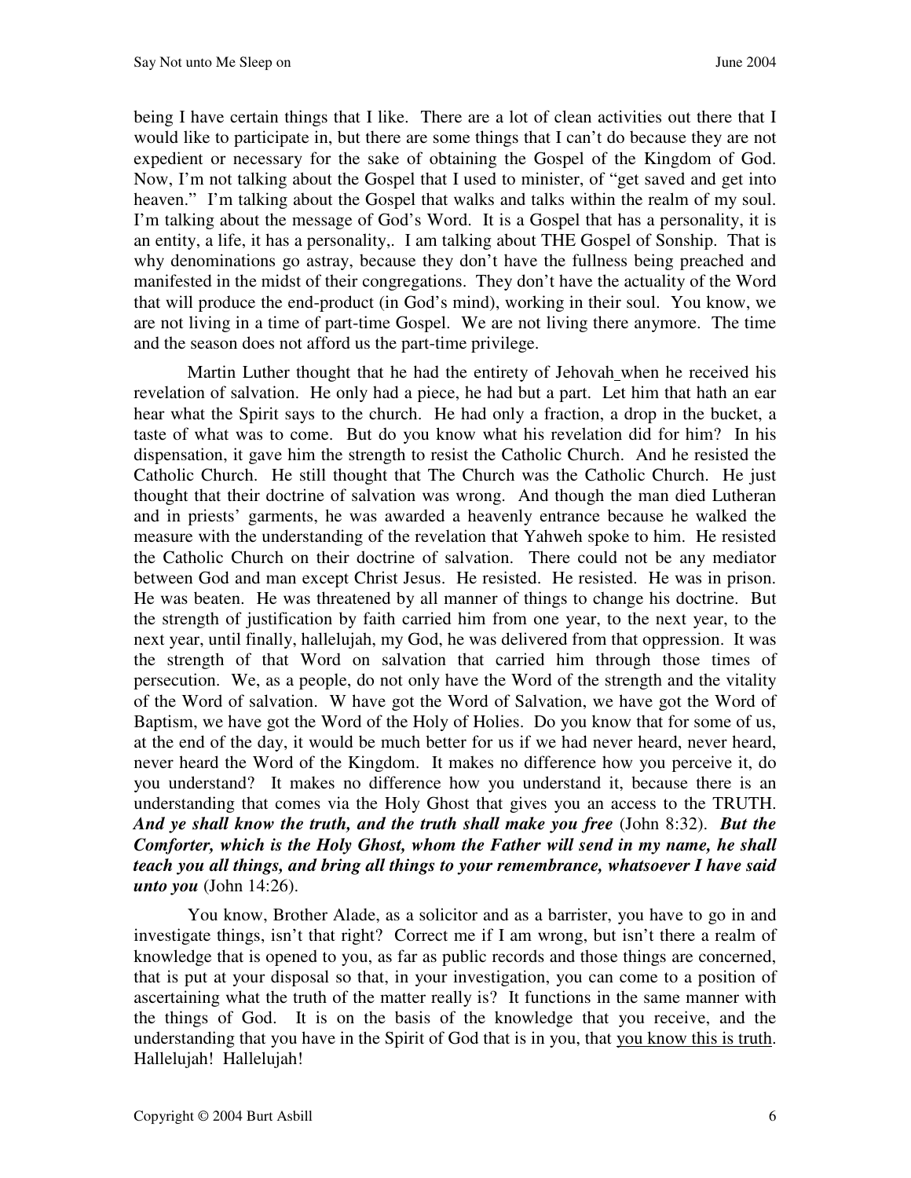being I have certain things that I like. There are a lot of clean activities out there that I would like to participate in, but there are some things that I can't do because they are not expedient or necessary for the sake of obtaining the Gospel of the Kingdom of God. Now, I'm not talking about the Gospel that I used to minister, of "get saved and get into heaven." I'm talking about the Gospel that walks and talks within the realm of my soul. I'm talking about the message of God's Word. It is a Gospel that has a personality, it is an entity, a life, it has a personality,. I am talking about THE Gospel of Sonship. That is why denominations go astray, because they don't have the fullness being preached and manifested in the midst of their congregations. They don't have the actuality of the Word that will produce the end-product (in God's mind), working in their soul. You know, we are not living in a time of part-time Gospel. We are not living there anymore. The time and the season does not afford us the part-time privilege.

Martin Luther thought that he had the entirety of Jehovah when he received his revelation of salvation. He only had a piece, he had but a part. Let him that hath an ear hear what the Spirit says to the church. He had only a fraction, a drop in the bucket, a taste of what was to come. But do you know what his revelation did for him? In his dispensation, it gave him the strength to resist the Catholic Church. And he resisted the Catholic Church. He still thought that The Church was the Catholic Church. He just thought that their doctrine of salvation was wrong. And though the man died Lutheran and in priests' garments, he was awarded a heavenly entrance because he walked the measure with the understanding of the revelation that Yahweh spoke to him. He resisted the Catholic Church on their doctrine of salvation. There could not be any mediator between God and man except Christ Jesus. He resisted. He resisted. He was in prison. He was beaten. He was threatened by all manner of things to change his doctrine. But the strength of justification by faith carried him from one year, to the next year, to the next year, until finally, hallelujah, my God, he was delivered from that oppression. It was the strength of that Word on salvation that carried him through those times of persecution. We, as a people, do not only have the Word of the strength and the vitality of the Word of salvation. W have got the Word of Salvation, we have got the Word of Baptism, we have got the Word of the Holy of Holies. Do you know that for some of us, at the end of the day, it would be much better for us if we had never heard, never heard, never heard the Word of the Kingdom. It makes no difference how you perceive it, do you understand? It makes no difference how you understand it, because there is an understanding that comes via the Holy Ghost that gives you an access to the TRUTH. ***And ye shall know the truth, and the truth shall make you free*** (John 8:32). ***But the Comforter, which is the Holy Ghost, whom the Father will send in my name, he shall teach you all things, and bring all things to your remembrance, whatsoever I have said unto you*** (John 14:26).

You know, Brother Alade, as a solicitor and as a barrister, you have to go in and investigate things, isn't that right? Correct me if I am wrong, but isn't there a realm of knowledge that is opened to you, as far as public records and those things are concerned, that is put at your disposal so that, in your investigation, you can come to a position of ascertaining what the truth of the matter really is? It functions in the same manner with the things of God. It is on the basis of the knowledge that you receive, and the understanding that you have in the Spirit of God that is in you, that <u>you know this is truth</u>. Hallelujah! Hallelujah!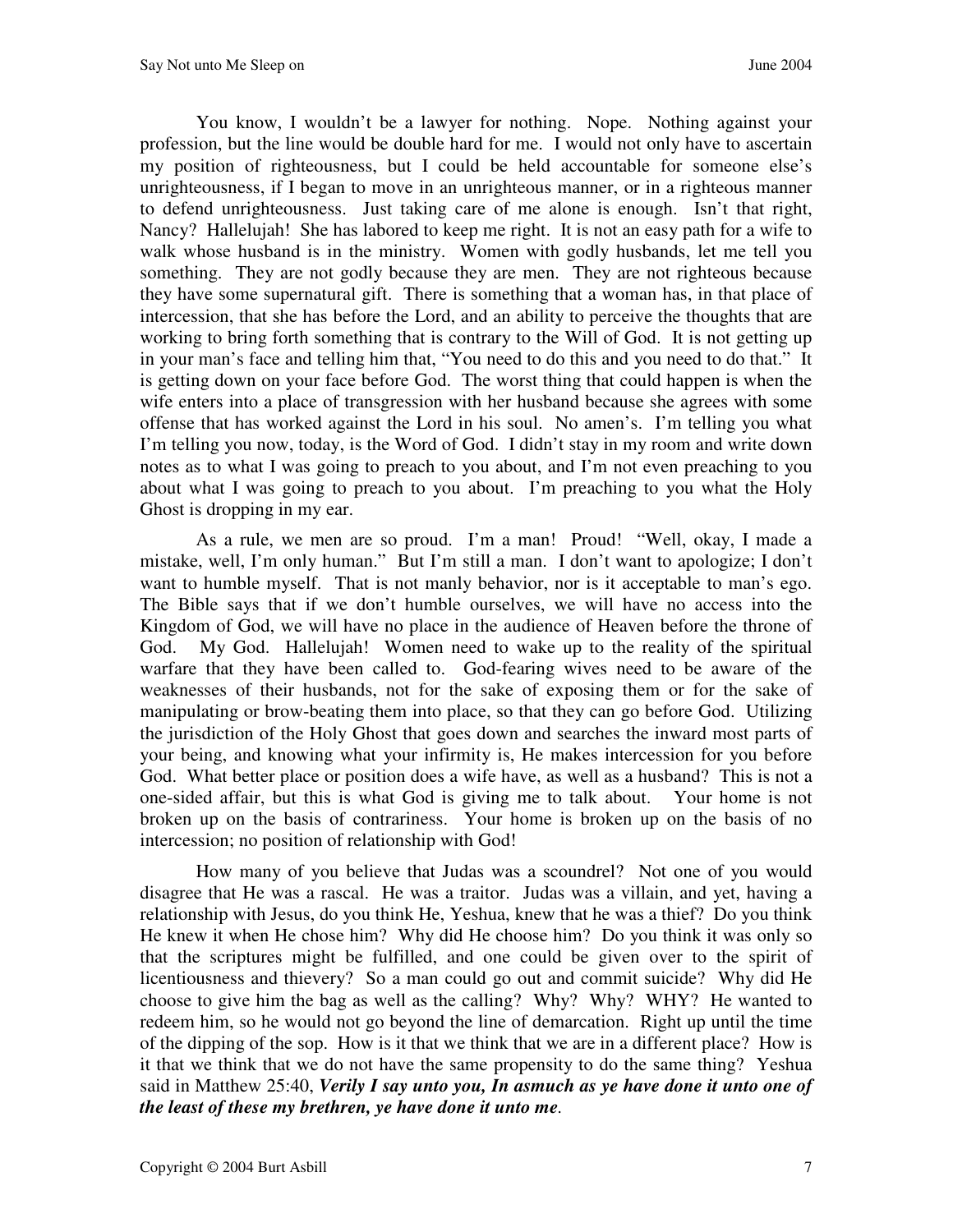You know, I wouldn't be a lawyer for nothing. Nope. Nothing against your profession, but the line would be double hard for me. I would not only have to ascertain my position of righteousness, but I could be held accountable for someone else's unrighteousness, if I began to move in an unrighteous manner, or in a righteous manner to defend unrighteousness. Just taking care of me alone is enough. Isn't that right, Nancy? Hallelujah! She has labored to keep me right. It is not an easy path for a wife to walk whose husband is in the ministry. Women with godly husbands, let me tell you something. They are not godly because they are men. They are not righteous because they have some supernatural gift. There is something that a woman has, in that place of intercession, that she has before the Lord, and an ability to perceive the thoughts that are working to bring forth something that is contrary to the Will of God. It is not getting up in your man's face and telling him that, "You need to do this and you need to do that." It is getting down on your face before God. The worst thing that could happen is when the wife enters into a place of transgression with her husband because she agrees with some offense that has worked against the Lord in his soul. No amen's. I'm telling you what I'm telling you now, today, is the Word of God. I didn't stay in my room and write down notes as to what I was going to preach to you about, and I'm not even preaching to you about what I was going to preach to you about. I'm preaching to you what the Holy Ghost is dropping in my ear.

As a rule, we men are so proud. I'm a man! Proud! "Well, okay, I made a mistake, well, I'm only human." But I'm still a man. I don't want to apologize; I don't want to humble myself. That is not manly behavior, nor is it acceptable to man's ego. The Bible says that if we don't humble ourselves, we will have no access into the Kingdom of God, we will have no place in the audience of Heaven before the throne of God. My God. Hallelujah! Women need to wake up to the reality of the spiritual warfare that they have been called to. God-fearing wives need to be aware of the weaknesses of their husbands, not for the sake of exposing them or for the sake of manipulating or brow-beating them into place, so that they can go before God. Utilizing the jurisdiction of the Holy Ghost that goes down and searches the inward most parts of your being, and knowing what your infirmity is, He makes intercession for you before God. What better place or position does a wife have, as well as a husband? This is not a one-sided affair, but this is what God is giving me to talk about. Your home is not broken up on the basis of contrariness. Your home is broken up on the basis of no intercession; no position of relationship with God!

How many of you believe that Judas was a scoundrel? Not one of you would disagree that He was a rascal. He was a traitor. Judas was a villain, and yet, having a relationship with Jesus, do you think He, Yeshua, knew that he was a thief? Do you think He knew it when He chose him? Why did He choose him? Do you think it was only so that the scriptures might be fulfilled, and one could be given over to the spirit of licentiousness and thievery? So a man could go out and commit suicide? Why did He choose to give him the bag as well as the calling? Why? Why? WHY? He wanted to redeem him, so he would not go beyond the line of demarcation. Right up until the time of the dipping of the sop. How is it that we think that we are in a different place? How is it that we think that we do not have the same propensity to do the same thing? Yeshua said in Matthew 25:40, ***Verily I say unto you, In asmuch as ye have done it unto one of the least of these my brethren, ye have done it unto me***.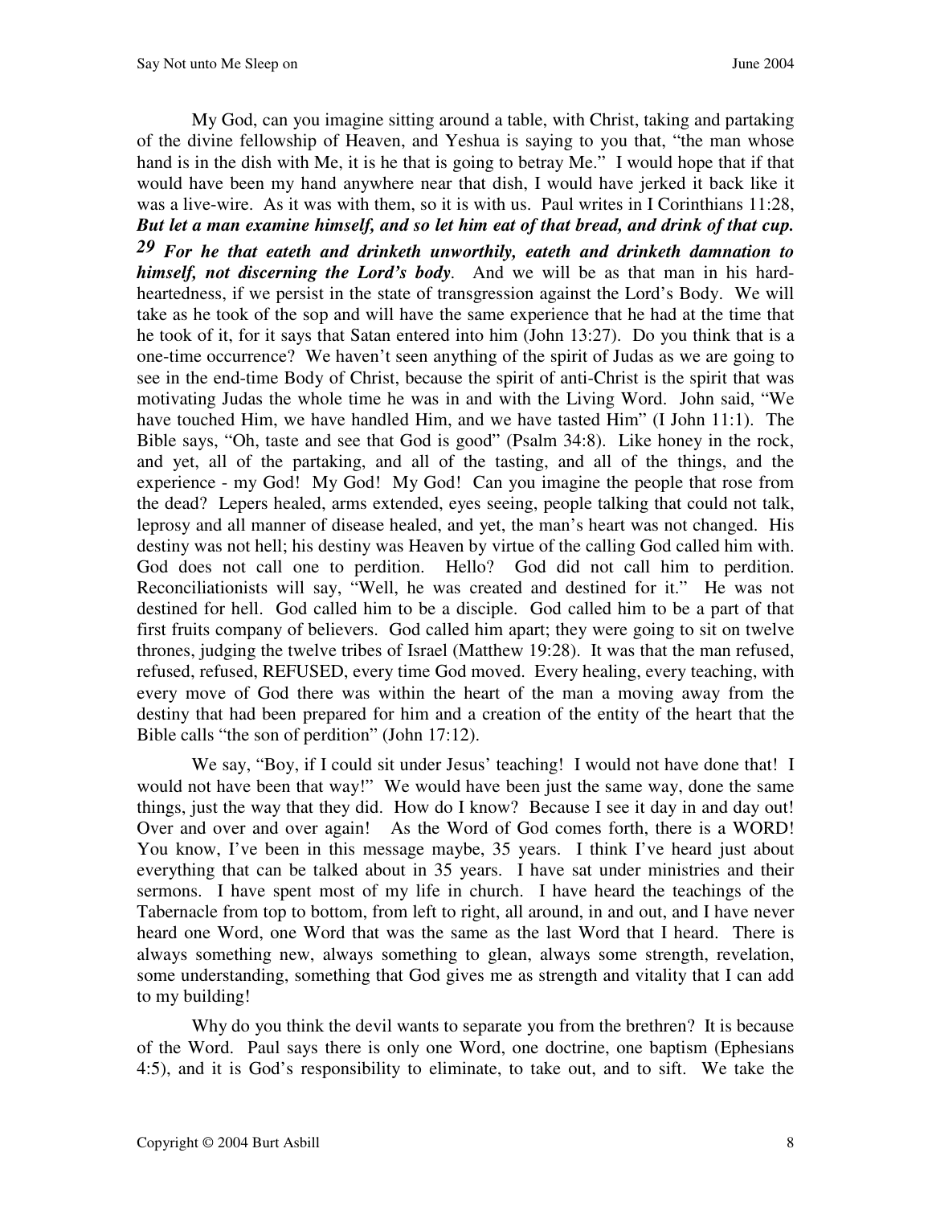My God, can you imagine sitting around a table, with Christ, taking and partaking of the divine fellowship of Heaven, and Yeshua is saying to you that, "the man whose hand is in the dish with Me, it is he that is going to betray Me." I would hope that if that would have been my hand anywhere near that dish, I would have jerked it back like it was a live-wire. As it was with them, so it is with us. Paul writes in I Corinthians 11:28, ***But let a man examine himself, and so let him eat of that bread, and drink of that cup. 29 For he that eateth and drinketh unworthily, eateth and drinketh damnation to himself, not discerning the Lord's body***. And we will be as that man in his hard-heartedness, if we persist in the state of transgression against the Lord's Body. We will take as he took of the sop and will have the same experience that he had at the time that he took of it, for it says that Satan entered into him (John 13:27). Do you think that is a one-time occurrence? We haven't seen anything of the spirit of Judas as we are going to see in the end-time Body of Christ, because the spirit of anti-Christ is the spirit that was motivating Judas the whole time he was in and with the Living Word. John said, "We have touched Him, we have handled Him, and we have tasted Him" (I John 11:1). The Bible says, "Oh, taste and see that God is good" (Psalm 34:8). Like honey in the rock, and yet, all of the partaking, and all of the tasting, and all of the things, and the experience - my God! My God! My God! Can you imagine the people that rose from the dead? Lepers healed, arms extended, eyes seeing, people talking that could not talk, leprosy and all manner of disease healed, and yet, the man's heart was not changed. His destiny was not hell; his destiny was Heaven by virtue of the calling God called him with. God does not call one to perdition. Hello? God did not call him to perdition. Reconciliationists will say, "Well, he was created and destined for it." He was not destined for hell. God called him to be a disciple. God called him to be a part of that first fruits company of believers. God called him apart; they were going to sit on twelve thrones, judging the twelve tribes of Israel (Matthew 19:28). It was that the man refused, refused, refused, REFUSED, every time God moved. Every healing, every teaching, with every move of God there was within the heart of the man a moving away from the destiny that had been prepared for him and a creation of the entity of the heart that the Bible calls "the son of perdition" (John 17:12).

We say, "Boy, if I could sit under Jesus' teaching! I would not have done that! I would not have been that way!" We would have been just the same way, done the same things, just the way that they did. How do I know? Because I see it day in and day out! Over and over and over again! As the Word of God comes forth, there is a WORD! You know, I've been in this message maybe, 35 years. I think I've heard just about everything that can be talked about in 35 years. I have sat under ministries and their sermons. I have spent most of my life in church. I have heard the teachings of the Tabernacle from top to bottom, from left to right, all around, in and out, and I have never heard one Word, one Word that was the same as the last Word that I heard. There is always something new, always something to glean, always some strength, revelation, some understanding, something that God gives me as strength and vitality that I can add to my building!

Why do you think the devil wants to separate you from the brethren? It is because of the Word. Paul says there is only one Word, one doctrine, one baptism (Ephesians 4:5), and it is God's responsibility to eliminate, to take out, and to sift. We take the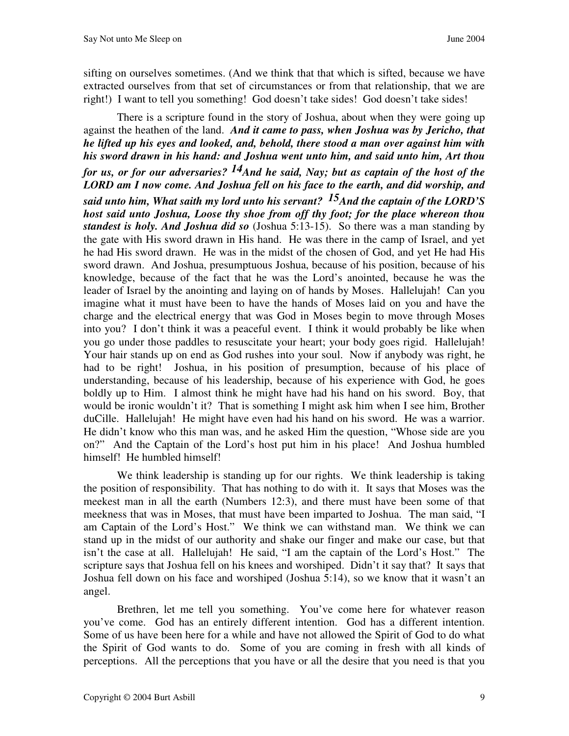sifting on ourselves sometimes. (And we think that that which is sifted, because we have extracted ourselves from that set of circumstances or from that relationship, that we are right!) I want to tell you something! God doesn't take sides! God doesn't take sides!

There is a scripture found in the story of Joshua, about when they were going up against the heathen of the land. ***And it came to pass, when Joshua was by Jericho, that he lifted up his eyes and looked, and, behold, there stood a man over against him with his sword drawn in his hand: and Joshua went unto him, and said unto him, Art thou for us, or for our adversaries? 14And he said, Nay; but as captain of the host of the LORD am I now come. And Joshua fell on his face to the earth, and did worship, and said unto him, What saith my lord unto his servant? 15And the captain of the LORD'S host said unto Joshua, Loose thy shoe from off thy foot; for the place whereon thou standest is holy. And Joshua did so*** (Joshua 5:13-15). So there was a man standing by the gate with His sword drawn in His hand. He was there in the camp of Israel, and yet he had His sword drawn. He was in the midst of the chosen of God, and yet He had His sword drawn. And Joshua, presumptuous Joshua, because of his position, because of his knowledge, because of the fact that he was the Lord's anointed, because he was the leader of Israel by the anointing and laying on of hands by Moses. Hallelujah! Can you imagine what it must have been to have the hands of Moses laid on you and have the charge and the electrical energy that was God in Moses begin to move through Moses into you? I don't think it was a peaceful event. I think it would probably be like when you go under those paddles to resuscitate your heart; your body goes rigid. Hallelujah! Your hair stands up on end as God rushes into your soul. Now if anybody was right, he had to be right! Joshua, in his position of presumption, because of his place of understanding, because of his leadership, because of his experience with God, he goes boldly up to Him. I almost think he might have had his hand on his sword. Boy, that would be ironic wouldn't it? That is something I might ask him when I see him, Brother duCille. Hallelujah! He might have even had his hand on his sword. He was a warrior. He didn't know who this man was, and he asked Him the question, "Whose side are you on?" And the Captain of the Lord's host put him in his place! And Joshua humbled himself! He humbled himself!

We think leadership is standing up for our rights. We think leadership is taking the position of responsibility. That has nothing to do with it. It says that Moses was the meekest man in all the earth (Numbers 12:3), and there must have been some of that meekness that was in Moses, that must have been imparted to Joshua. The man said, "I am Captain of the Lord's Host." We think we can withstand man. We think we can stand up in the midst of our authority and shake our finger and make our case, but that isn't the case at all. Hallelujah! He said, "I am the captain of the Lord's Host." The scripture says that Joshua fell on his knees and worshiped. Didn't it say that? It says that Joshua fell down on his face and worshiped (Joshua 5:14), so we know that it wasn't an angel.

Brethren, let me tell you something. You've come here for whatever reason you've come. God has an entirely different intention. God has a different intention. Some of us have been here for a while and have not allowed the Spirit of God to do what the Spirit of God wants to do. Some of you are coming in fresh with all kinds of perceptions. All the perceptions that you have or all the desire that you need is that you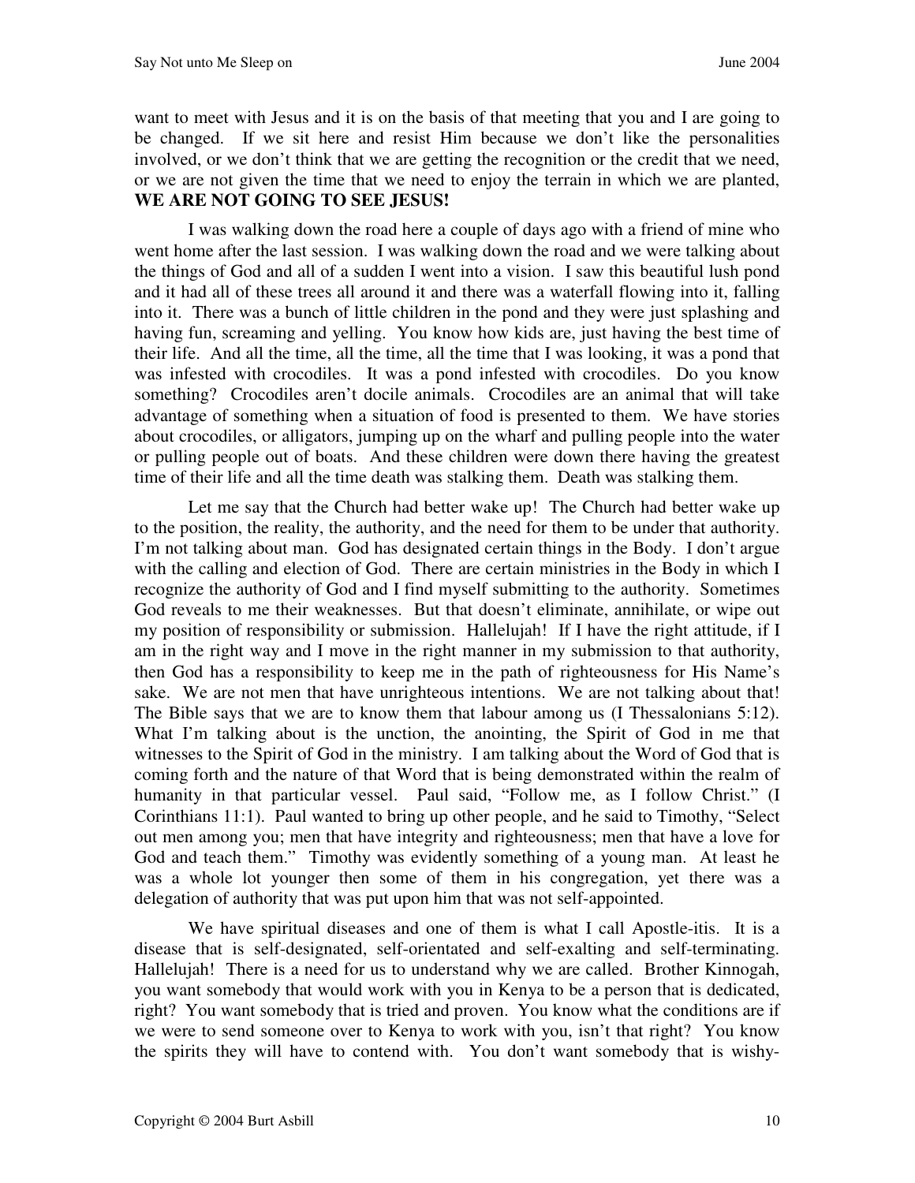want to meet with Jesus and it is on the basis of that meeting that you and I are going to be changed. If we sit here and resist Him because we don't like the personalities involved, or we don't think that we are getting the recognition or the credit that we need, or we are not given the time that we need to enjoy the terrain in which we are planted, **WE ARE NOT GOING TO SEE JESUS!**

I was walking down the road here a couple of days ago with a friend of mine who went home after the last session. I was walking down the road and we were talking about the things of God and all of a sudden I went into a vision. I saw this beautiful lush pond and it had all of these trees all around it and there was a waterfall flowing into it, falling into it. There was a bunch of little children in the pond and they were just splashing and having fun, screaming and yelling. You know how kids are, just having the best time of their life. And all the time, all the time, all the time that I was looking, it was a pond that was infested with crocodiles. It was a pond infested with crocodiles. Do you know something? Crocodiles aren't docile animals. Crocodiles are an animal that will take advantage of something when a situation of food is presented to them. We have stories about crocodiles, or alligators, jumping up on the wharf and pulling people into the water or pulling people out of boats. And these children were down there having the greatest time of their life and all the time death was stalking them. Death was stalking them.

Let me say that the Church had better wake up! The Church had better wake up to the position, the reality, the authority, and the need for them to be under that authority. I'm not talking about man. God has designated certain things in the Body. I don't argue with the calling and election of God. There are certain ministries in the Body in which I recognize the authority of God and I find myself submitting to the authority. Sometimes God reveals to me their weaknesses. But that doesn't eliminate, annihilate, or wipe out my position of responsibility or submission. Hallelujah! If I have the right attitude, if I am in the right way and I move in the right manner in my submission to that authority, then God has a responsibility to keep me in the path of righteousness for His Name's sake. We are not men that have unrighteous intentions. We are not talking about that! The Bible says that we are to know them that labour among us (I Thessalonians 5:12). What I'm talking about is the unction, the anointing, the Spirit of God in me that witnesses to the Spirit of God in the ministry. I am talking about the Word of God that is coming forth and the nature of that Word that is being demonstrated within the realm of humanity in that particular vessel. Paul said, "Follow me, as I follow Christ." (I Corinthians 11:1). Paul wanted to bring up other people, and he said to Timothy, "Select out men among you; men that have integrity and righteousness; men that have a love for God and teach them." Timothy was evidently something of a young man. At least he was a whole lot younger then some of them in his congregation, yet there was a delegation of authority that was put upon him that was not self-appointed.

We have spiritual diseases and one of them is what I call Apostle-itis. It is a disease that is self-designated, self-orientated and self-exalting and self-terminating. Hallelujah! There is a need for us to understand why we are called. Brother Kinnogah, you want somebody that would work with you in Kenya to be a person that is dedicated, right? You want somebody that is tried and proven. You know what the conditions are if we were to send someone over to Kenya to work with you, isn't that right? You know the spirits they will have to contend with. You don't want somebody that is wishy-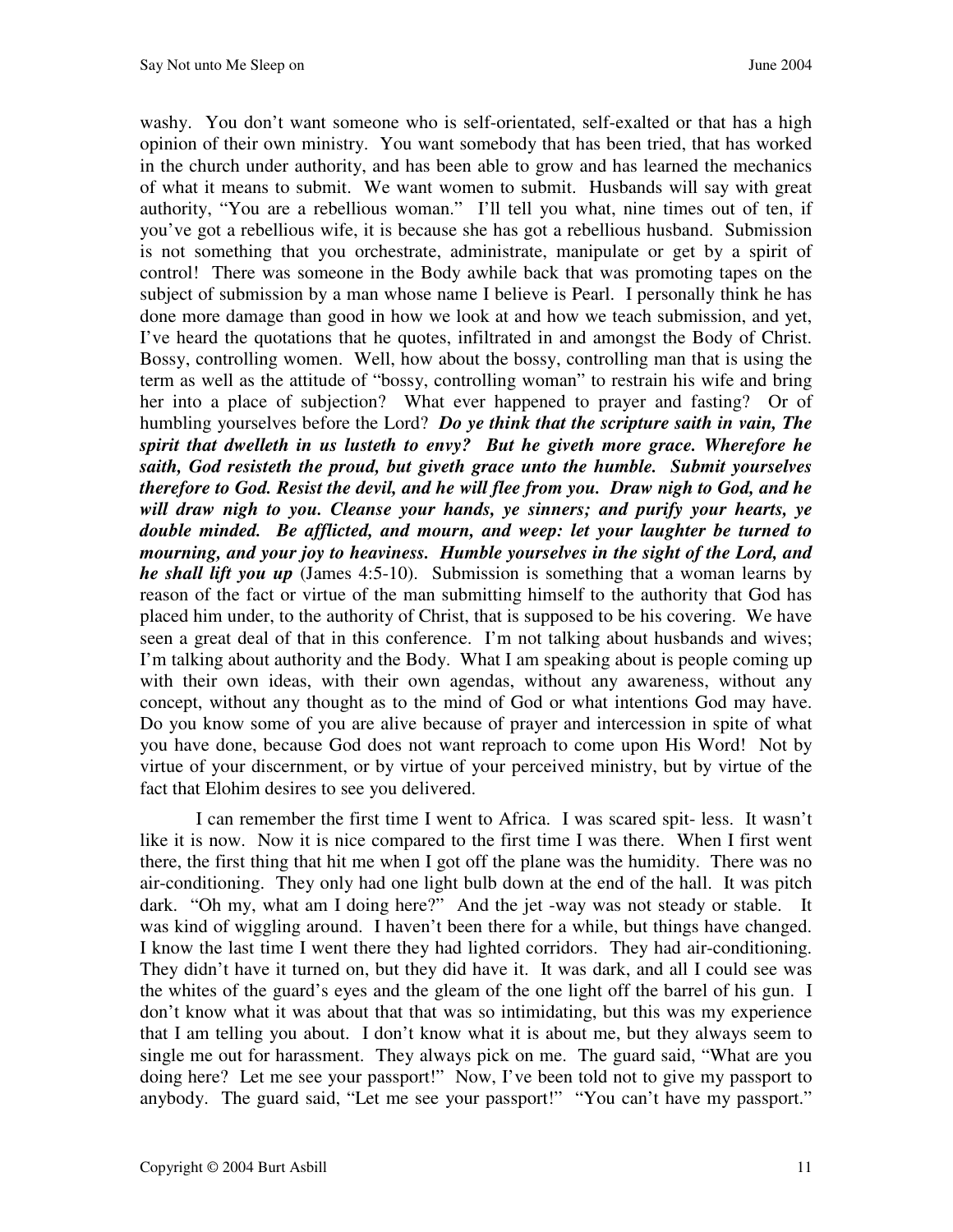washy. You don't want someone who is self-orientated, self-exalted or that has a high opinion of their own ministry. You want somebody that has been tried, that has worked in the church under authority, and has been able to grow and has learned the mechanics of what it means to submit. We want women to submit. Husbands will say with great authority, "You are a rebellious woman." I'll tell you what, nine times out of ten, if you've got a rebellious wife, it is because she has got a rebellious husband. Submission is not something that you orchestrate, administrate, manipulate or get by a spirit of control! There was someone in the Body awhile back that was promoting tapes on the subject of submission by a man whose name I believe is Pearl. I personally think he has done more damage than good in how we look at and how we teach submission, and yet, I've heard the quotations that he quotes, infiltrated in and amongst the Body of Christ. Bossy, controlling women. Well, how about the bossy, controlling man that is using the term as well as the attitude of "bossy, controlling woman" to restrain his wife and bring her into a place of subjection? What ever happened to prayer and fasting? Or of humbling yourselves before the Lord? ***Do ye think that the scripture saith in vain, The spirit that dwelleth in us lusteth to envy? But he giveth more grace. Wherefore he saith, God resisteth the proud, but giveth grace unto the humble. Submit yourselves therefore to God. Resist the devil, and he will flee from you. Draw nigh to God, and he will draw nigh to you. Cleanse your hands, ye sinners; and purify your hearts, ye double minded. Be afflicted, and mourn, and weep: let your laughter be turned to mourning, and your joy to heaviness. Humble yourselves in the sight of the Lord, and he shall lift you up*** (James 4:5-10). Submission is something that a woman learns by reason of the fact or virtue of the man submitting himself to the authority that God has placed him under, to the authority of Christ, that is supposed to be his covering. We have seen a great deal of that in this conference. I'm not talking about husbands and wives; I'm talking about authority and the Body. What I am speaking about is people coming up with their own ideas, with their own agendas, without any awareness, without any concept, without any thought as to the mind of God or what intentions God may have. Do you know some of you are alive because of prayer and intercession in spite of what you have done, because God does not want reproach to come upon His Word! Not by virtue of your discernment, or by virtue of your perceived ministry, but by virtue of the fact that Elohim desires to see you delivered.

I can remember the first time I went to Africa. I was scared spit- less. It wasn't like it is now. Now it is nice compared to the first time I was there. When I first went there, the first thing that hit me when I got off the plane was the humidity. There was no air-conditioning. They only had one light bulb down at the end of the hall. It was pitch dark. "Oh my, what am I doing here?" And the jet -way was not steady or stable. It was kind of wiggling around. I haven't been there for a while, but things have changed. I know the last time I went there they had lighted corridors. They had air-conditioning. They didn't have it turned on, but they did have it. It was dark, and all I could see was the whites of the guard's eyes and the gleam of the one light off the barrel of his gun. I don't know what it was about that that was so intimidating, but this was my experience that I am telling you about. I don't know what it is about me, but they always seem to single me out for harassment. They always pick on me. The guard said, "What are you doing here? Let me see your passport!" Now, I've been told not to give my passport to anybody. The guard said, "Let me see your passport!" "You can't have my passport."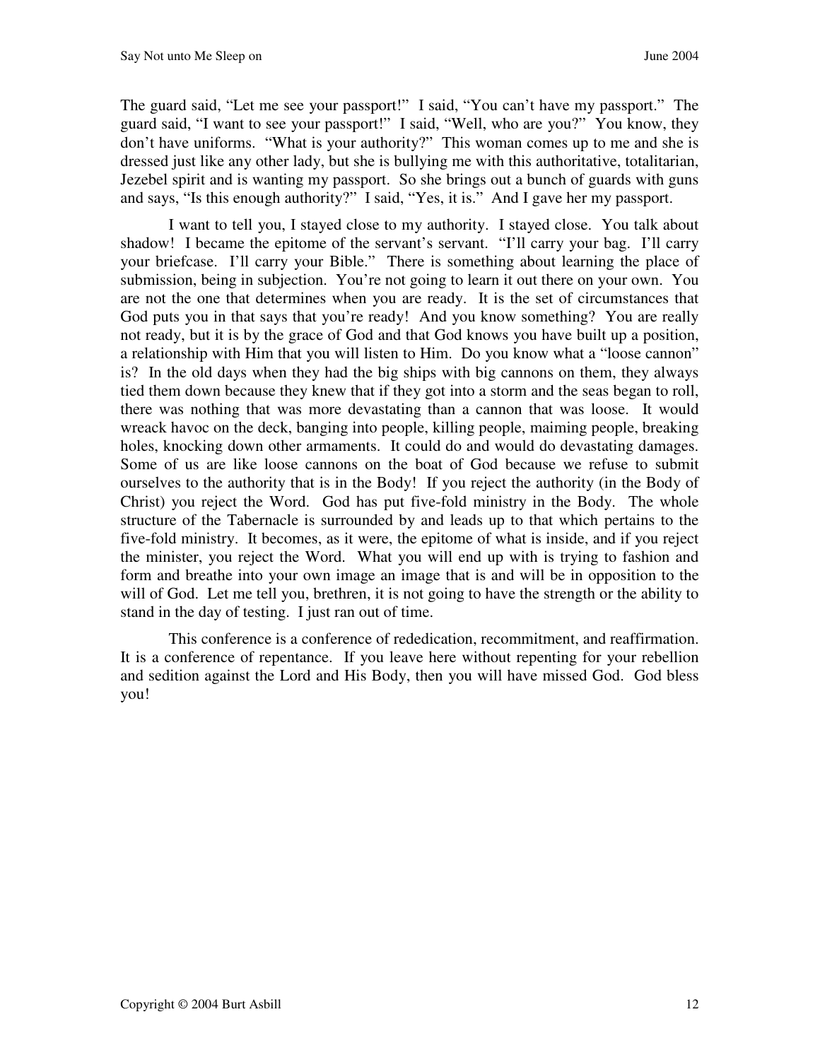The guard said, "Let me see your passport!" I said, "You can't have my passport." The guard said, "I want to see your passport!" I said, "Well, who are you?" You know, they don't have uniforms. "What is your authority?" This woman comes up to me and she is dressed just like any other lady, but she is bullying me with this authoritative, totalitarian, Jezebel spirit and is wanting my passport. So she brings out a bunch of guards with guns and says, "Is this enough authority?" I said, "Yes, it is." And I gave her my passport.

I want to tell you, I stayed close to my authority. I stayed close. You talk about shadow! I became the epitome of the servant's servant. "I'll carry your bag. I'll carry your briefcase. I'll carry your Bible." There is something about learning the place of submission, being in subjection. You're not going to learn it out there on your own. You are not the one that determines when you are ready. It is the set of circumstances that God puts you in that says that you're ready! And you know something? You are really not ready, but it is by the grace of God and that God knows you have built up a position, a relationship with Him that you will listen to Him. Do you know what a "loose cannon" is? In the old days when they had the big ships with big cannons on them, they always tied them down because they knew that if they got into a storm and the seas began to roll, there was nothing that was more devastating than a cannon that was loose. It would wreack havoc on the deck, banging into people, killing people, maiming people, breaking holes, knocking down other armaments. It could do and would do devastating damages. Some of us are like loose cannons on the boat of God because we refuse to submit ourselves to the authority that is in the Body! If you reject the authority (in the Body of Christ) you reject the Word. God has put five-fold ministry in the Body. The whole structure of the Tabernacle is surrounded by and leads up to that which pertains to the five-fold ministry. It becomes, as it were, the epitome of what is inside, and if you reject the minister, you reject the Word. What you will end up with is trying to fashion and form and breathe into your own image an image that is and will be in opposition to the will of God. Let me tell you, brethren, it is not going to have the strength or the ability to stand in the day of testing. I just ran out of time.

This conference is a conference of rededication, recommitment, and reaffirmation. It is a conference of repentance. If you leave here without repenting for your rebellion and sedition against the Lord and His Body, then you will have missed God. God bless you!